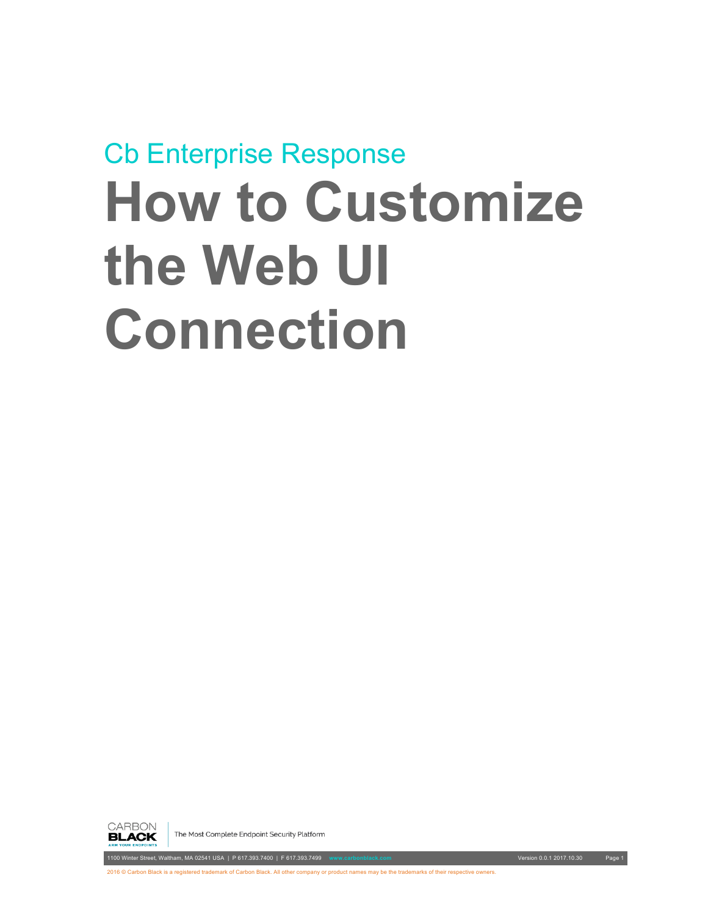Cb Enterprise Response

# How to Customize the Web UI Connection

CARBON BLACK | The Most Complete Endpoint Security Platform

1100 Winter Street, Waltham, MA 02541 USA | P 617.393.7400 | F 617.393.7499 www.carbonblack.com Version 0.0.1 2017.10.30

2016 © Carbon Black is a registered trademark of Carbon Black. All other company or product names may be the trademarks of their respective owners.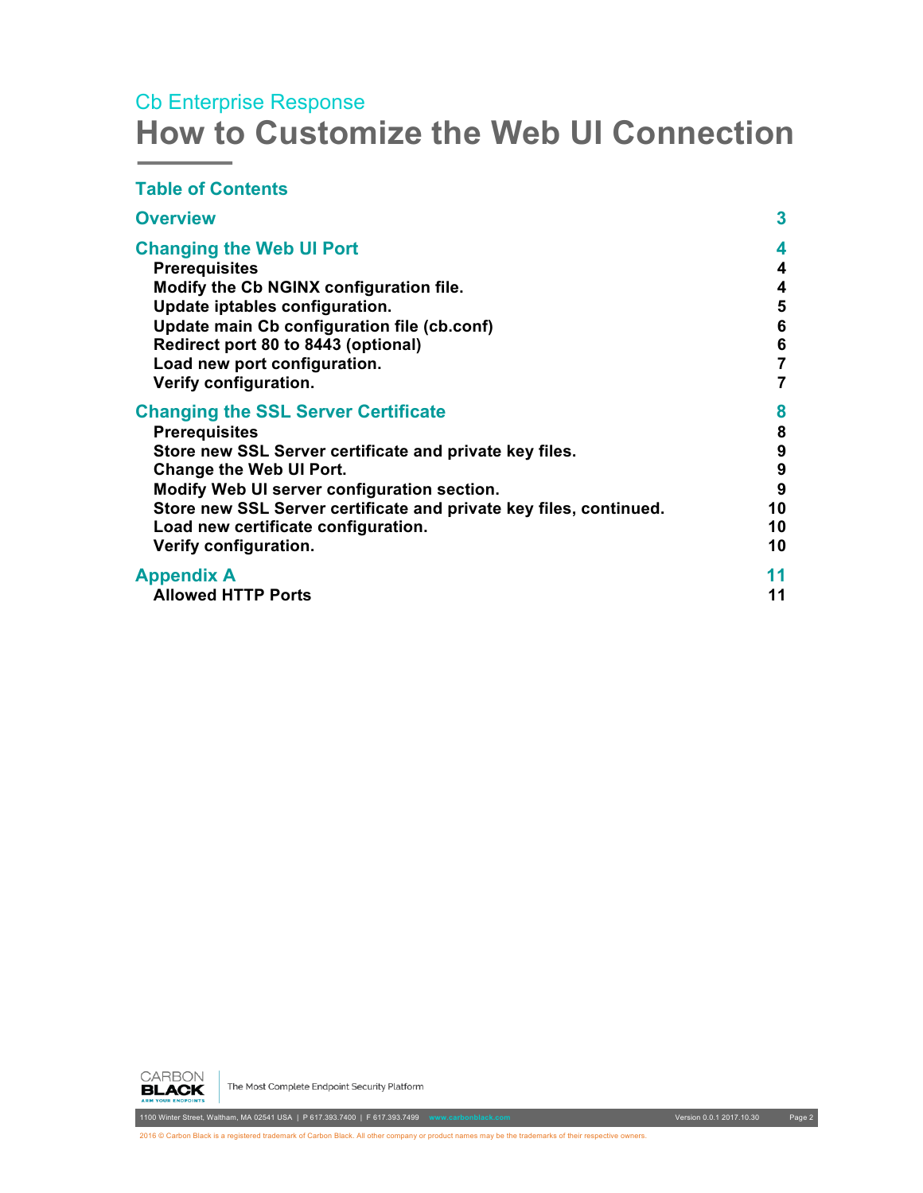Cb Enterprise Response

# How to Customize the Web UI Connection

## Table of Contents

| | |
|---|---|
| **Overview** | **3** |
| **Changing the Web UI Port** | **4** |
| Prerequisites | 4 |
| Modify the Cb NGINX configuration file. | 4 |
| Update iptables configuration. | 5 |
| Update main Cb configuration file (cb.conf) | 6 |
| Redirect port 80 to 8443 (optional) | 6 |
| Load new port configuration. | 7 |
| Verify configuration. | 7 |
| **Changing the SSL Server Certificate** | **8** |
| Prerequisites | 8 |
| Store new SSL Server certificate and private key files. | 9 |
| Change the Web UI Port. | 9 |
| Modify Web UI server configuration section. | 9 |
| Store new SSL Server certificate and private key files, continued. | 10 |
| Load new certificate configuration. | 10 |
| Verify configuration. | 10 |
| **Appendix A** | **11** |
| Allowed HTTP Ports | 11 |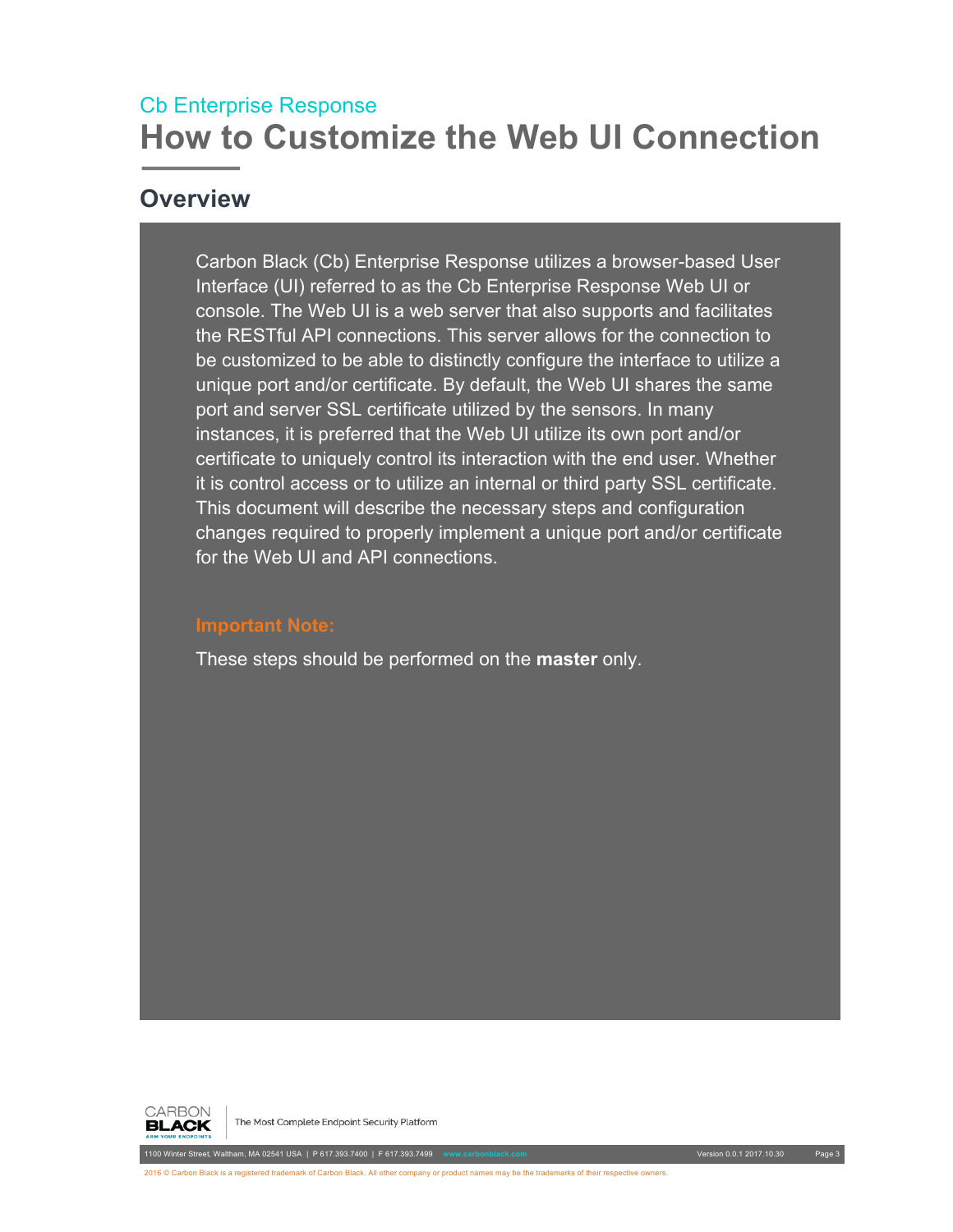Cb Enterprise Response

# How to Customize the Web UI Connection

## Overview

Carbon Black (Cb) Enterprise Response utilizes a browser-based User Interface (UI) referred to as the Cb Enterprise Response Web UI or console. The Web UI is a web server that also supports and facilitates the RESTful API connections. This server allows for the connection to be customized to be able to distinctly configure the interface to utilize a unique port and/or certificate. By default, the Web UI shares the same port and server SSL certificate utilized by the sensors. In many instances, it is preferred that the Web UI utilize its own port and/or certificate to uniquely control its interaction with the end user. Whether it is control access or to utilize an internal or third party SSL certificate. This document will describe the necessary steps and configuration changes required to properly implement a unique port and/or certificate for the Web UI and API connections.

**Important Note:**

These steps should be performed on the **master** only.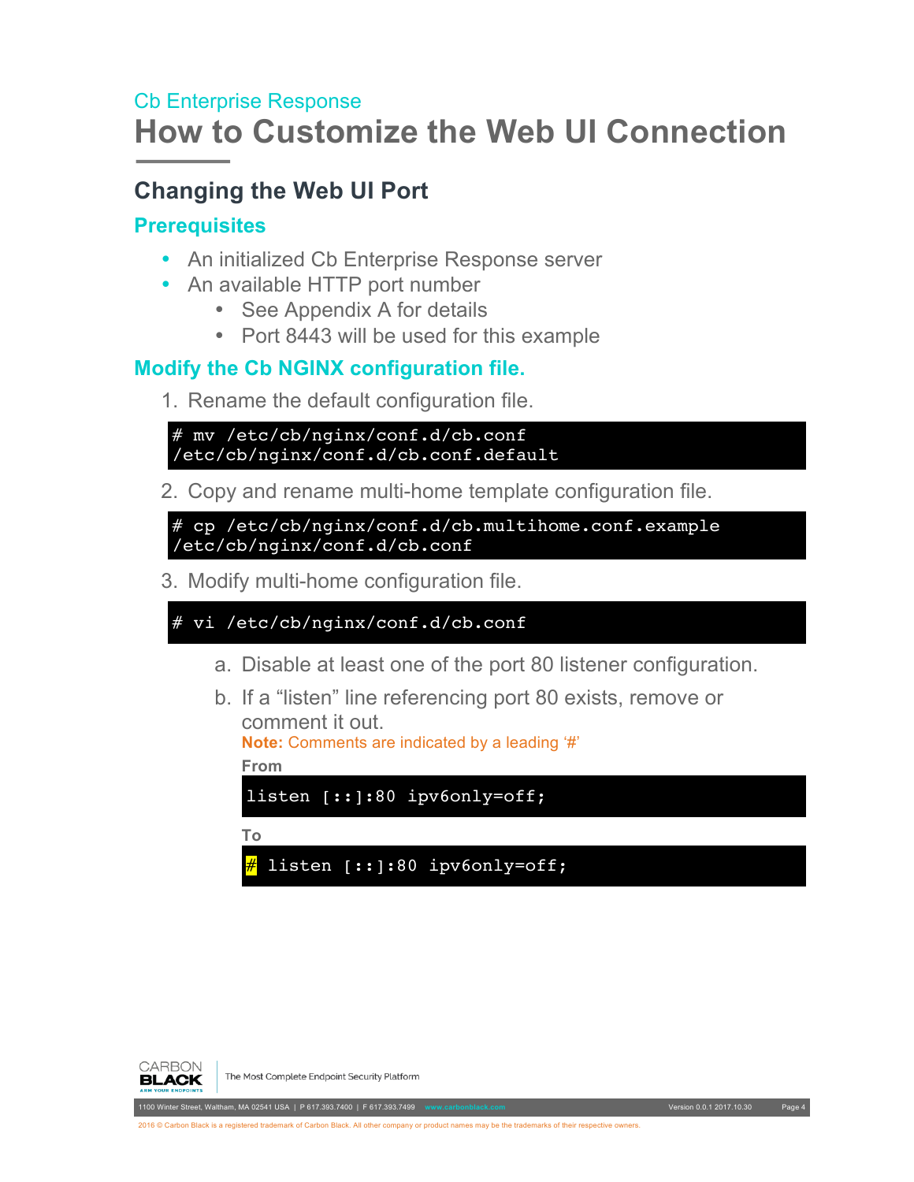Cb Enterprise Response

# How to Customize the Web UI Connection

## Changing the Web UI Port

### Prerequisites

- An initialized Cb Enterprise Response server
- An available HTTP port number
  - See Appendix A for details
  - Port 8443 will be used for this example

### Modify the Cb NGINX configuration file.

1. Rename the default configuration file.

```
# mv /etc/cb/nginx/conf.d/cb.conf
/etc/cb/nginx/conf.d/cb.conf.default
```

2. Copy and rename multi-home template configuration file.

```
# cp /etc/cb/nginx/conf.d/cb.multihome.conf.example
/etc/cb/nginx/conf.d/cb.conf
```

3. Modify multi-home configuration file.

```
# vi /etc/cb/nginx/conf.d/cb.conf
```

   a. Disable at least one of the port 80 listener configuration.

   b. If a “listen” line referencing port 80 exists, remove or comment it out.
   **Note:** Comments are indicated by a leading ‘#’

   **From**

```
listen [::]:80 ipv6only=off;
```

   **To**

```
# listen [::]:80 ipv6only=off;
```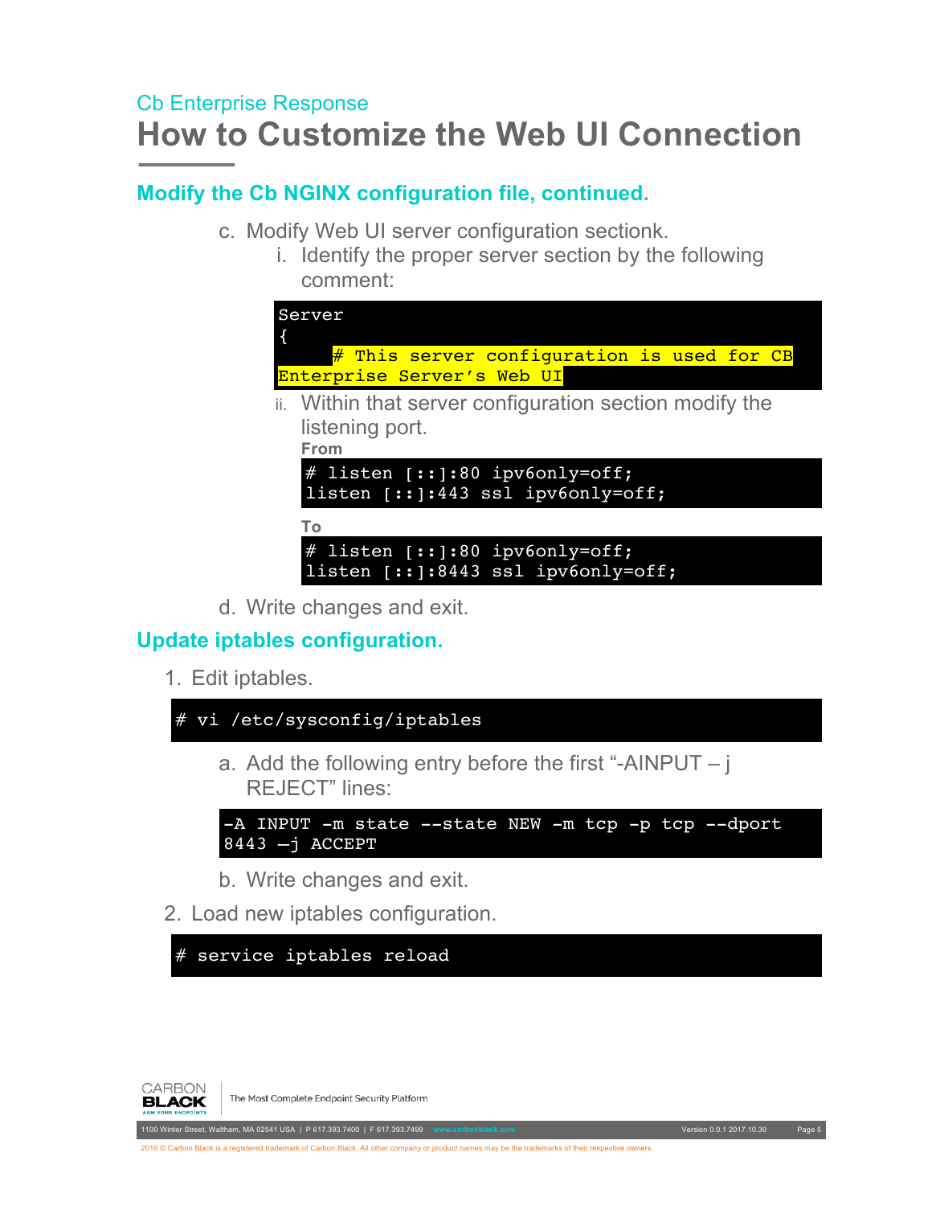Cb Enterprise Response

# How to Customize the Web UI Connection

## Modify the Cb NGINX configuration file, continued.

c. Modify Web UI server configuration sectionk.

i. Identify the proper server section by the following comment:

```
Server
{
     # This server configuration is used for CB
Enterprise Server's Web UI
```

ii. Within that server configuration section modify the listening port.

**From**

```
# listen [::]:80 ipv6only=off;
listen [::]:443 ssl ipv6only=off;
```

**To**

```
# listen [::]:80 ipv6only=off;
listen [::]:8443 ssl ipv6only=off;
```

d. Write changes and exit.

## Update iptables configuration.

1. Edit iptables.

```
# vi /etc/sysconfig/iptables
```

a. Add the following entry before the first "-AINPUT – j REJECT" lines:

```
-A INPUT -m state --state NEW -m tcp -p tcp --dport
8443 –j ACCEPT
```

b. Write changes and exit.

2. Load new iptables configuration.

```
# service iptables reload
```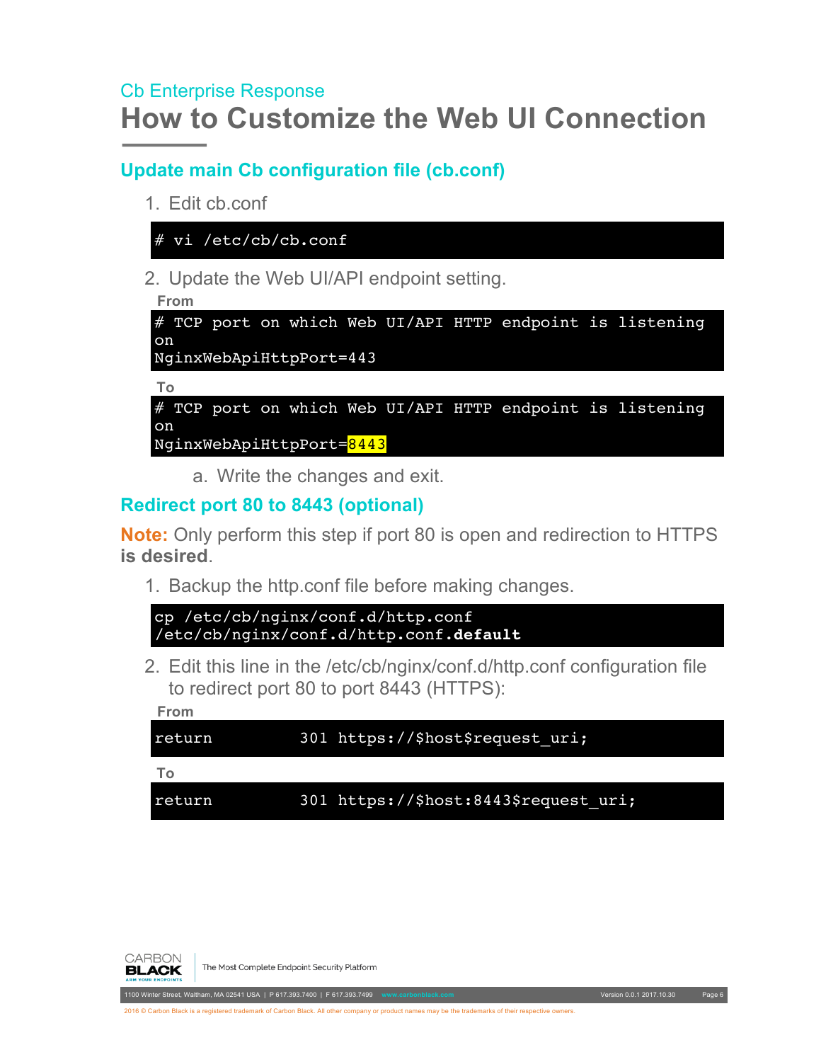Cb Enterprise Response

# How to Customize the Web UI Connection

## Update main Cb configuration file (cb.conf)

1. Edit cb.conf

```
# vi /etc/cb/cb.conf
```

2. Update the Web UI/API endpoint setting.

**From**

```
# TCP port on which Web UI/API HTTP endpoint is listening on
NginxWebApiHttpPort=443
```

**To**

```
# TCP port on which Web UI/API HTTP endpoint is listening on
NginxWebApiHttpPort=8443
```

   a. Write the changes and exit.

## Redirect port 80 to 8443 (optional)

**Note:** Only perform this step if port 80 is open and redirection to HTTPS **is desired**.

1. Backup the http.conf file before making changes.

```
cp /etc/cb/nginx/conf.d/http.conf
/etc/cb/nginx/conf.d/http.conf.default
```

2. Edit this line in the /etc/cb/nginx/conf.d/http.conf configuration file to redirect port 80 to port 8443 (HTTPS):

**From**

```
return          301 https://$host$request_uri;
```

**To**

```
return          301 https://$host:8443$request_uri;
```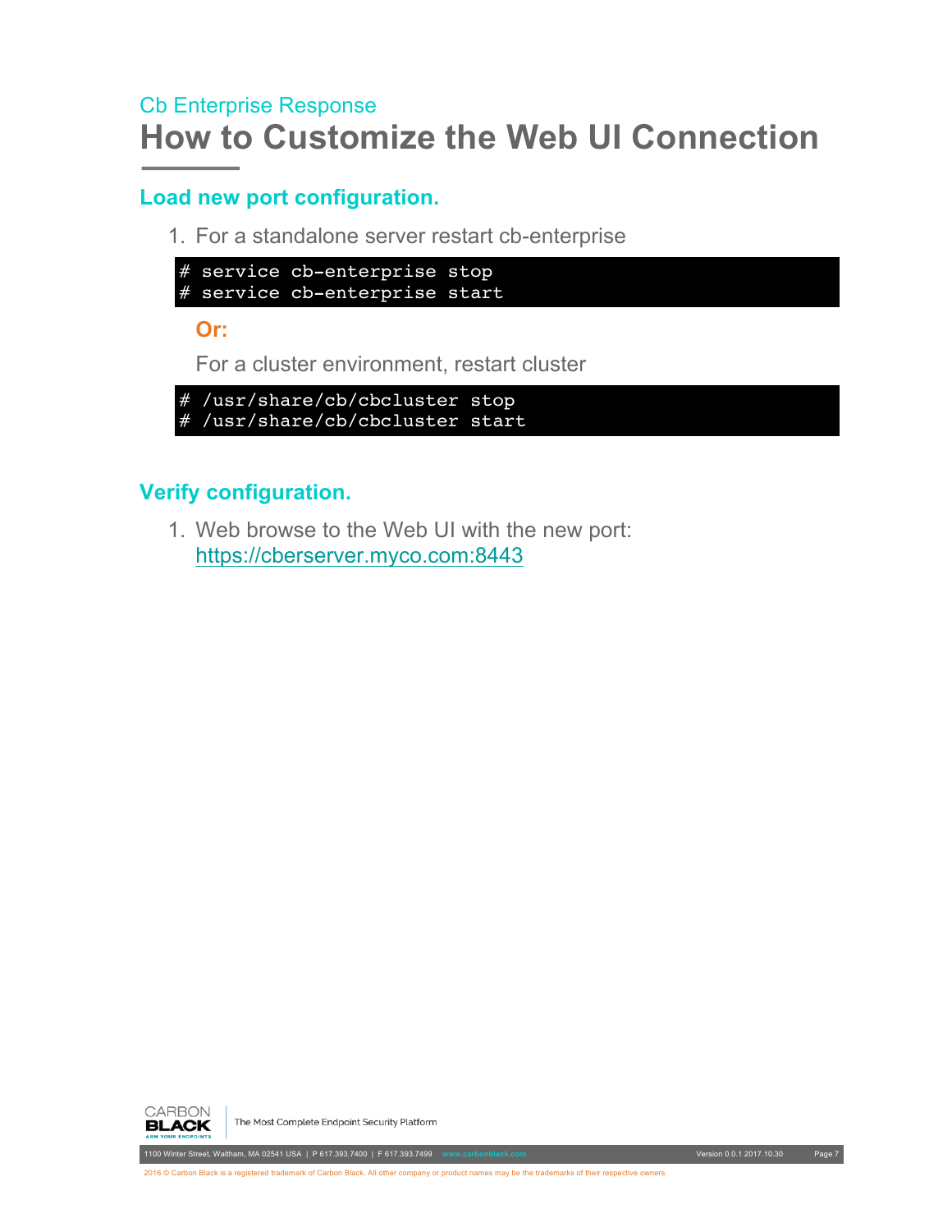Cb Enterprise Response

# How to Customize the Web UI Connection

## Load new port configuration.

1. For a standalone server restart cb-enterprise

```
# service cb-enterprise stop
# service cb-enterprise start
```

**Or:**

For a cluster environment, restart cluster

```
# /usr/share/cb/cbcluster stop
# /usr/share/cb/cbcluster start
```

## Verify configuration.

1. Web browse to the Web UI with the new port: https://cberserver.myco.com:8443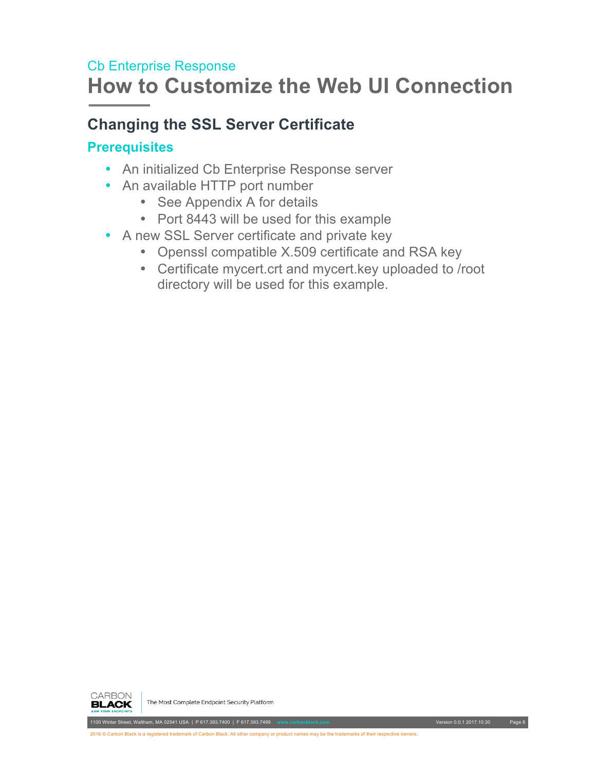Cb Enterprise Response

# How to Customize the Web UI Connection

## Changing the SSL Server Certificate

### Prerequisites

- An initialized Cb Enterprise Response server
- An available HTTP port number
  - See Appendix A for details
  - Port 8443 will be used for this example
- A new SSL Server certificate and private key
  - Openssl compatible X.509 certificate and RSA key
  - Certificate mycert.crt and mycert.key uploaded to /root directory will be used for this example.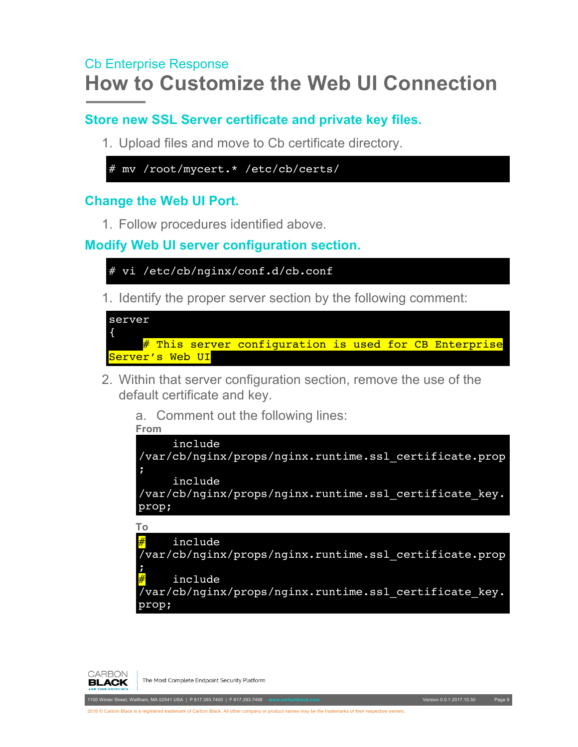Cb Enterprise Response

# How to Customize the Web UI Connection

## Store new SSL Server certificate and private key files.

1. Upload files and move to Cb certificate directory.

```
# mv /root/mycert.* /etc/cb/certs/
```

## Change the Web UI Port.

1. Follow procedures identified above.

## Modify Web UI server configuration section.

```
# vi /etc/cb/nginx/conf.d/cb.conf
```

1. Identify the proper server section by the following comment:

```
server
{
     # This server configuration is used for CB Enterprise Server's Web UI
```

2. Within that server configuration section, remove the use of the default certificate and key.

   a. Comment out the following lines:

   **From**

```
     include /var/cb/nginx/props/nginx.runtime.ssl_certificate.prop;
     include /var/cb/nginx/props/nginx.runtime.ssl_certificate_key.prop;
```

   **To**

```
#    include /var/cb/nginx/props/nginx.runtime.ssl_certificate.prop;
#    include /var/cb/nginx/props/nginx.runtime.ssl_certificate_key.prop;
```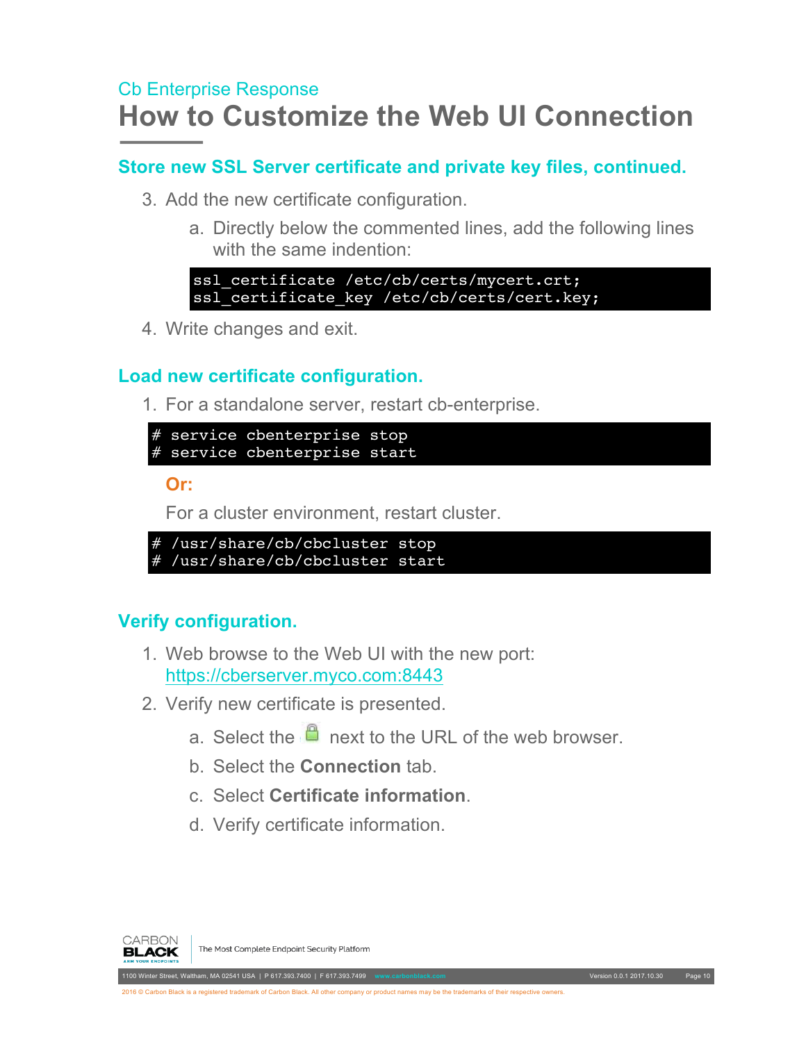Cb Enterprise Response

# How to Customize the Web UI Connection

## Store new SSL Server certificate and private key files, continued.

3. Add the new certificate configuration.
    a. Directly below the commented lines, add the following lines with the same indention:

```
ssl_certificate /etc/cb/certs/mycert.crt;
ssl_certificate_key /etc/cb/certs/cert.key;
```

4. Write changes and exit.

## Load new certificate configuration.

1. For a standalone server, restart cb-enterprise.

```
# service cbenterprise stop
# service cbenterprise start
```

**Or:**

For a cluster environment, restart cluster.

```
# /usr/share/cb/cbcluster stop
# /usr/share/cb/cbcluster start
```

## Verify configuration.

1. Web browse to the Web UI with the new port: https://cberserver.myco.com:8443
2. Verify new certificate is presented.
    a. Select the 🔒 next to the URL of the web browser.
    b. Select the **Connection** tab.
    c. Select **Certificate information**.
    d. Verify certificate information.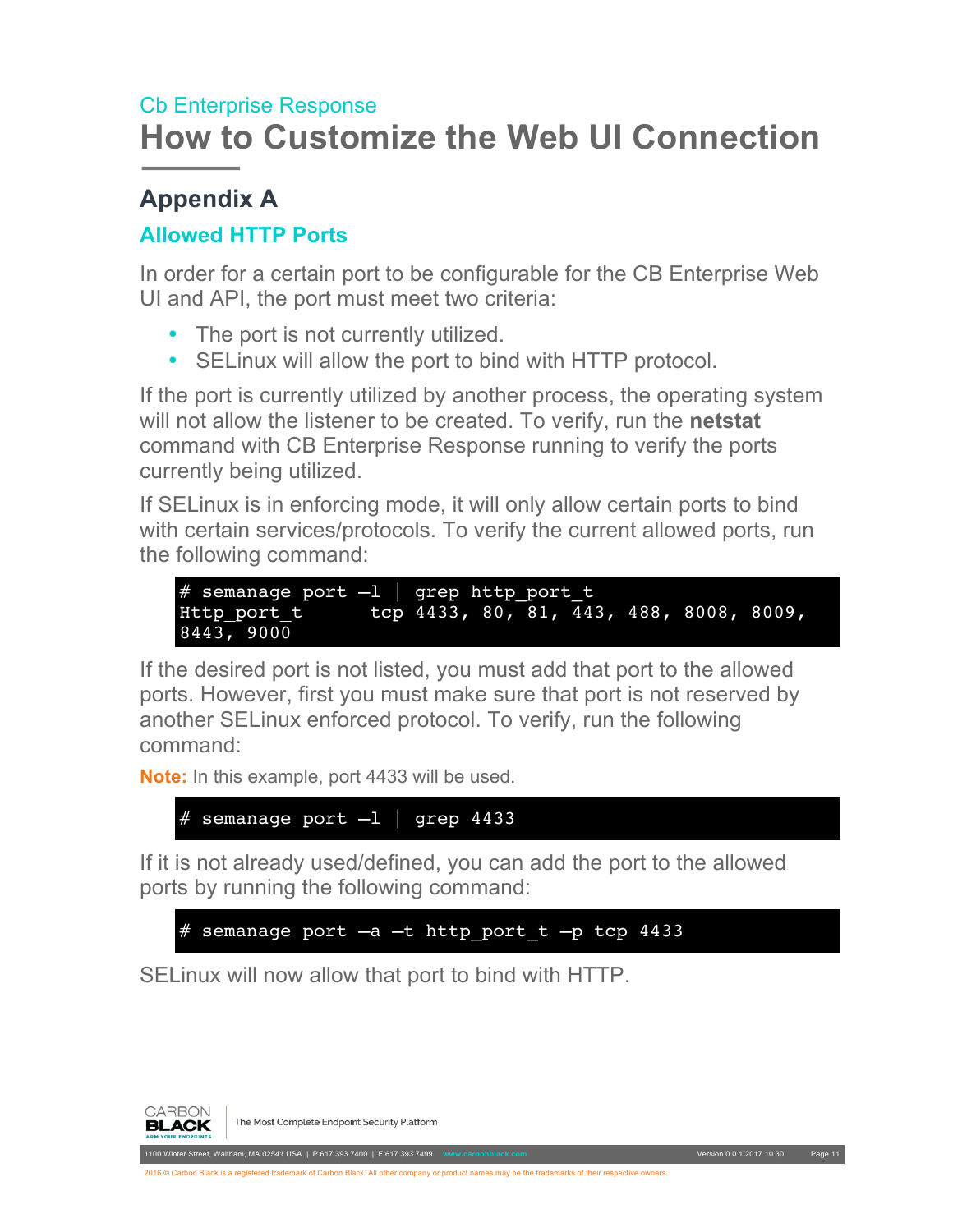Cb Enterprise Response

# How to Customize the Web UI Connection

## Appendix A

### Allowed HTTP Ports

In order for a certain port to be configurable for the CB Enterprise Web UI and API, the port must meet two criteria:

- The port is not currently utilized.
- SELinux will allow the port to bind with HTTP protocol.

If the port is currently utilized by another process, the operating system will not allow the listener to be created. To verify, run the **netstat** command with CB Enterprise Response running to verify the ports currently being utilized.

If SELinux is in enforcing mode, it will only allow certain ports to bind with certain services/protocols. To verify the current allowed ports, run the following command:

```
# semanage port –l | grep http_port_t
Http_port_t      tcp 4433, 80, 81, 443, 488, 8008, 8009,
8443, 9000
```

If the desired port is not listed, you must add that port to the allowed ports. However, first you must make sure that port is not reserved by another SELinux enforced protocol. To verify, run the following command:

**Note:** In this example, port 4433 will be used.

```
# semanage port –l | grep 4433
```

If it is not already used/defined, you can add the port to the allowed ports by running the following command:

```
# semanage port –a –t http_port_t –p tcp 4433
```

SELinux will now allow that port to bind with HTTP.